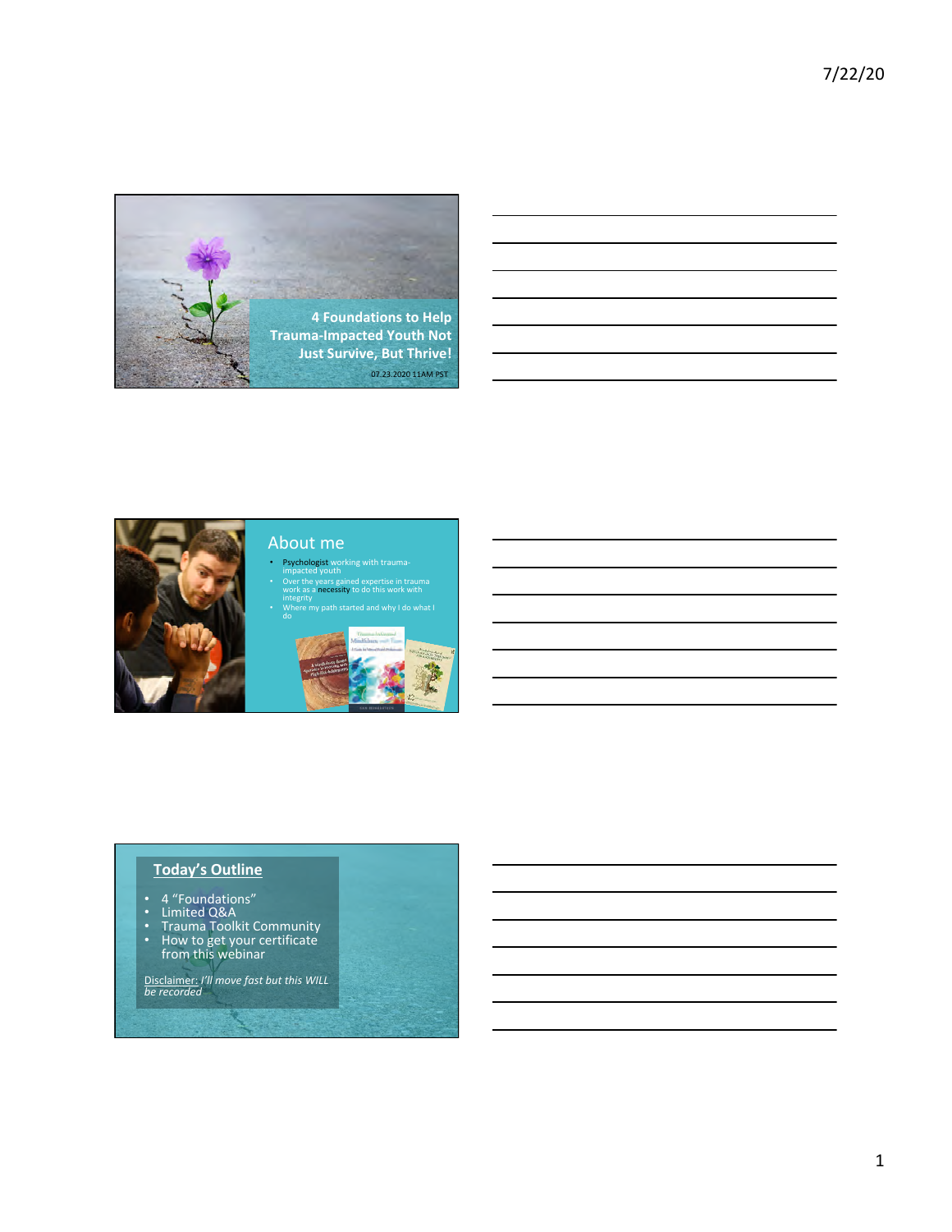# 4 Foundations to Help Trauma-Impacted Youth Not Just Survive, But Thrive!

07.23.2020 11AM PST

## About me

- Psychologist working with trauma-impacted youth
- Over the years gained expertise in trauma work as a necessity to do this work with integrity
- Where my path started and why I do what I do

## Today's Outline

- 4 "Foundations"
- Limited Q&A
- Trauma Toolkit Community
- How to get your certificate from this webinar

Disclaimer: *I'll move fast but this WILL be recorded*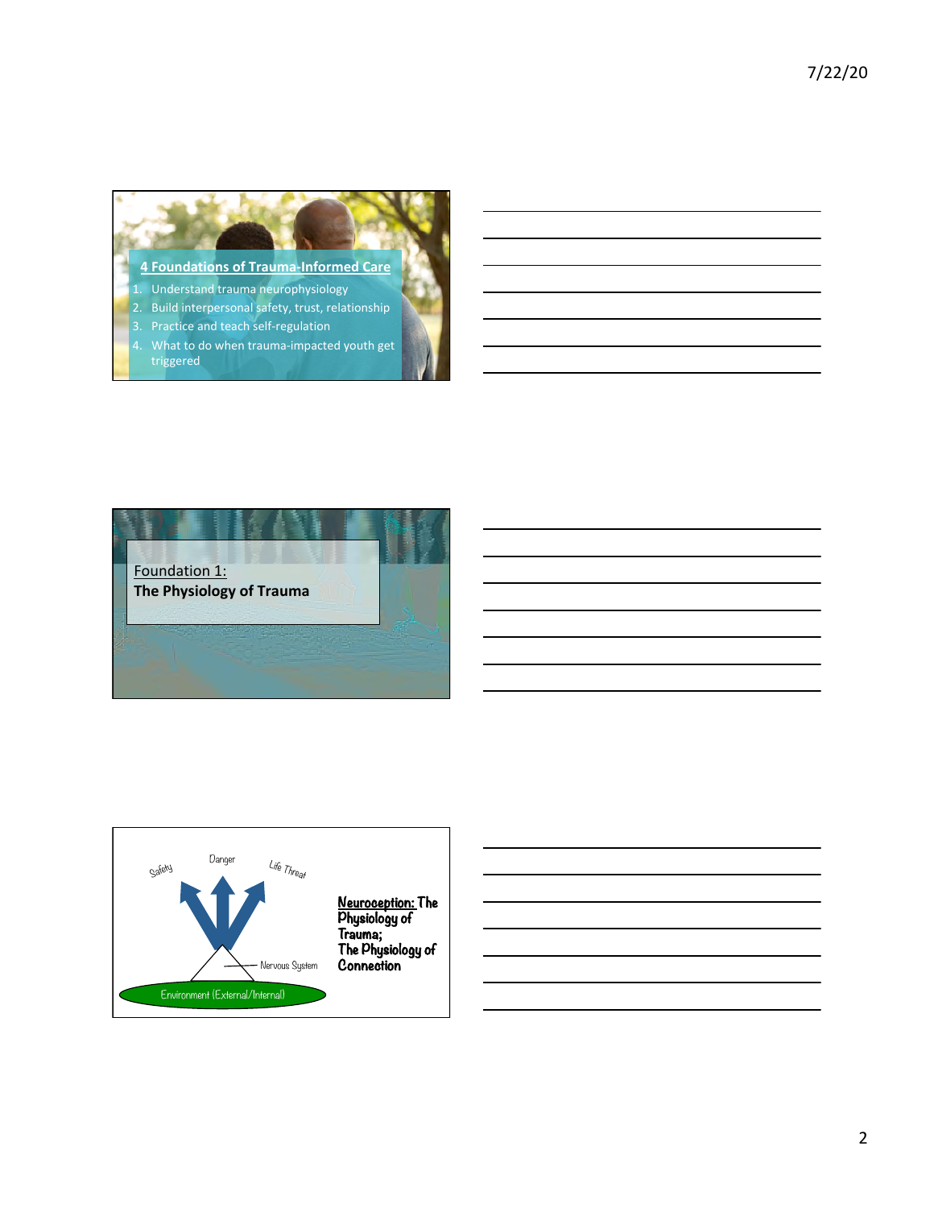## 4 Foundations of Trauma-Informed Care

1. Understand trauma neurophysiology
2. Build interpersonal safety, trust, relationship
3. Practice and teach self-regulation
4. What to do when trauma-impacted youth get triggered

Foundation 1:
**The Physiology of Trauma**

Safety

Danger

Life Threat

Nervous System

Environment (External/Internal)

**Neuroception: The Physiology of Trauma; The Physiology of Connection**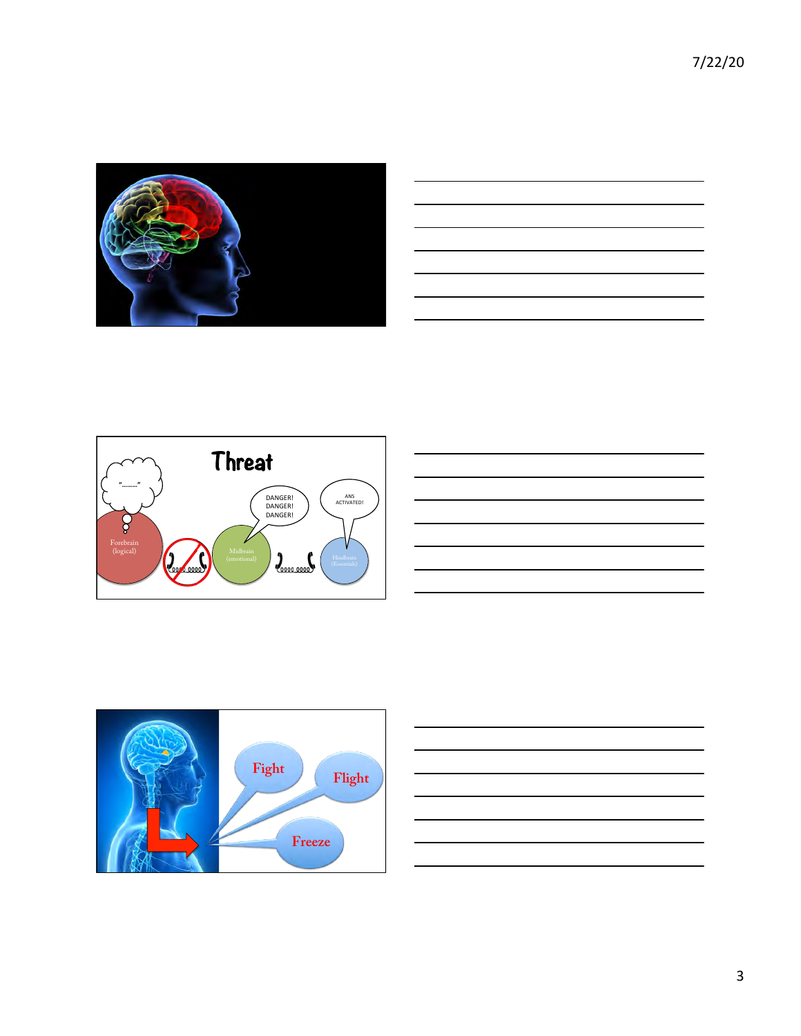## Threat

"........"

Forebrain (logical)

DANGER! DANGER! DANGER!

Midbrain (emotional)

ANS ACTIVATED!

Hindbrain (Essentials)

Fight

Flight

Freeze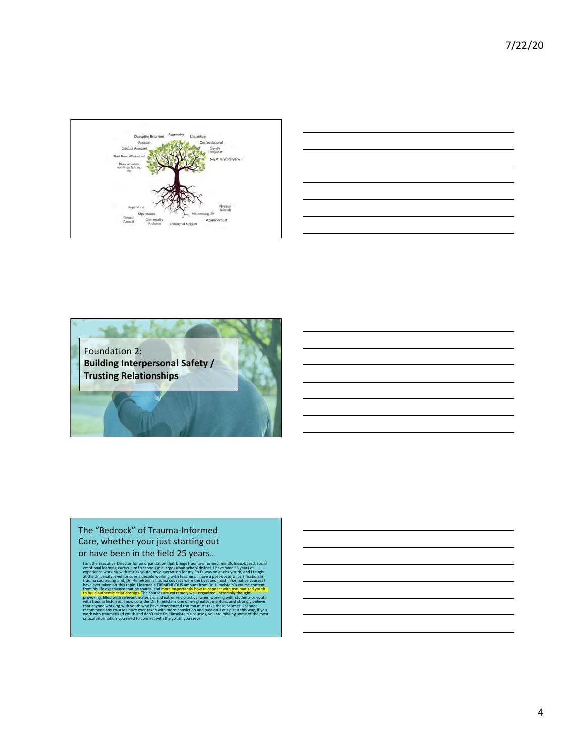Disruptive Behavior | Aggressive | Untrusting | Resistant | Confrontational | Conflict Avoidant | Overly Compliant | Shut Down/Detached | Negative Worldview | Risky behaviors (cuttings, fighting, etc.)

Separation | Physical Assault | Oppression | Witnessing DV | Sexual Assault | Community Violence | Abandonment | Emotional Neglect

Foundation 2:

**Building Interpersonal Safety / Trusting Relationships**

The "Bedrock" of Trauma-Informed Care, whether your just starting out or have been in the field 25 years…

I am the Executive Director for an organization that brings trauma-informed, mindfulness-based, social emotional learning curriculum to schools in a large urban school district. I have over 25 years of experience working with at-risk youth, my dissertation for my Ph.D. was on at-risk youth, and I taught at the University level for over a decade working with teachers. I have a post-doctoral certification in trauma counseling and, Dr. Himelstein's trauma courses were the best and most informative courses I have ever taken on this topic. I learned a TREMENDOUS amount from Dr. Himelstein's course content, from his life experience that he shares, and more importantly how to connect with traumatized youth to build authentic relationships. The courses are extremely well-organized, incredibly thought-provoking, filled with relevant materials, and extremely practical when working with students or youth with trauma histories. I now consider Dr. Himelstein one of my greatest mentors, and strongly believe that anyone working with youth who have experienced trauma must take these courses. I cannot recommend any course I have ever taken with more conviction and passion. Let's put it this way, if you work with traumatized youth and don't take Dr. Himelstein's courses, you are missing some of the most critical information you need to connect with the youth you serve.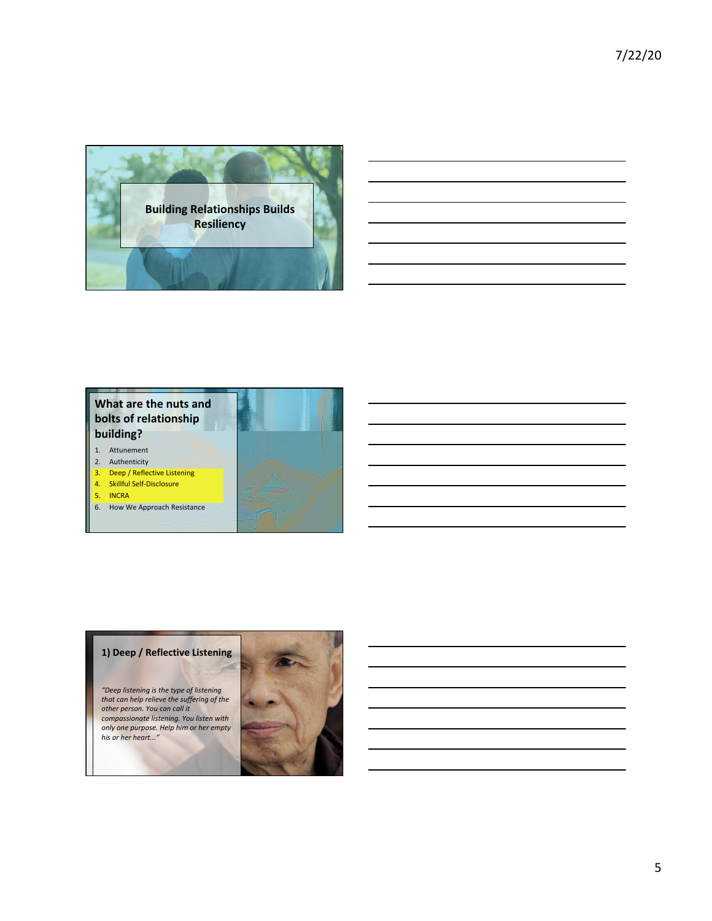## Building Relationships Builds Resiliency

## What are the nuts and bolts of relationship building?

1. Attunement
2. Authenticity
3. Deep / Reflective Listening
4. Skillful Self-Disclosure
5. INCRA
6. How We Approach Resistance

## 1) Deep / Reflective Listening

*"Deep listening is the type of listening that can help relieve the suffering of the other person. You can call it compassionate listening. You listen with only one purpose. Help him or her empty his or her heart..."*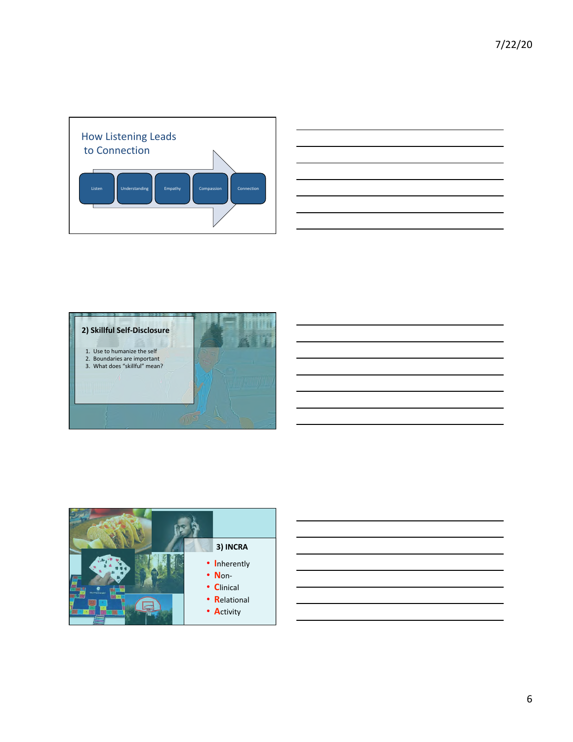## How Listening Leads to Connection

Listen → Understanding → Empathy → Compassion → Connection

## 2) Skillful Self-Disclosure

1. Use to humanize the self
2. Boundaries are important
3. What does "skillful" mean?

## 3) INCRA

- **I**nherently
- **N**on-
- **C**linical
- **R**elational
- **A**ctivity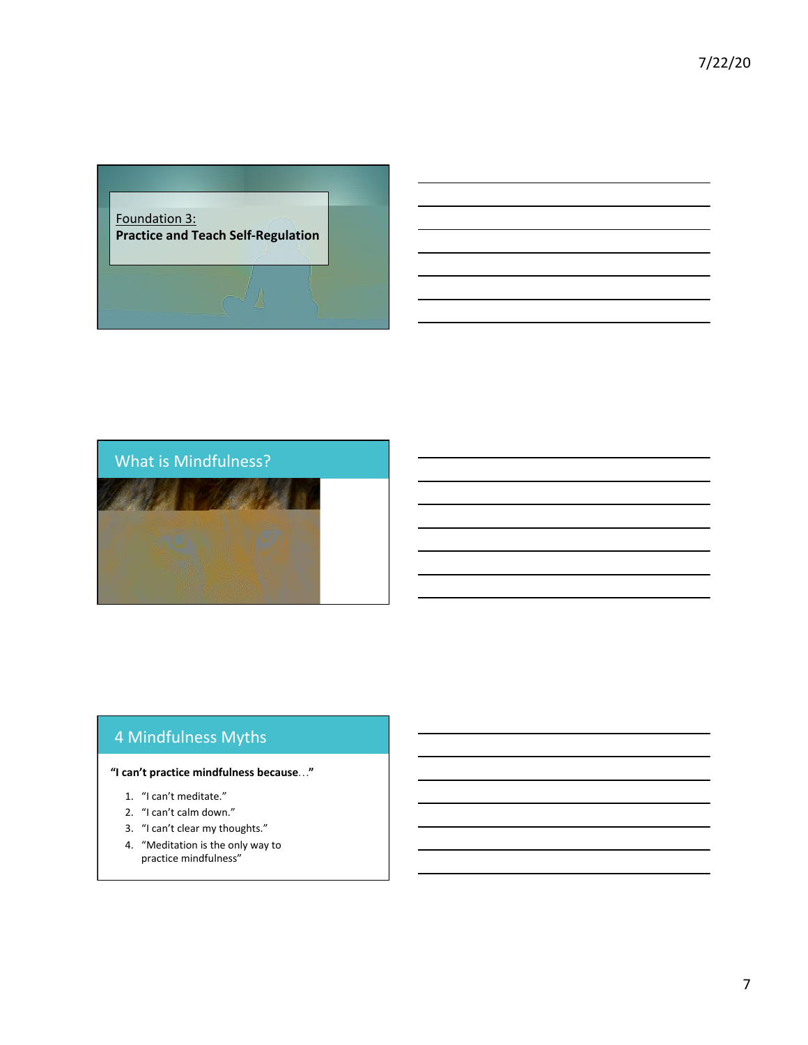Foundation 3:
**Practice and Teach Self-Regulation**

## What is Mindfulness?

## 4 Mindfulness Myths

**"I can't practice mindfulness because…"**

1. "I can't meditate."
2. "I can't calm down."
3. "I can't clear my thoughts."
4. "Meditation is the only way to practice mindfulness"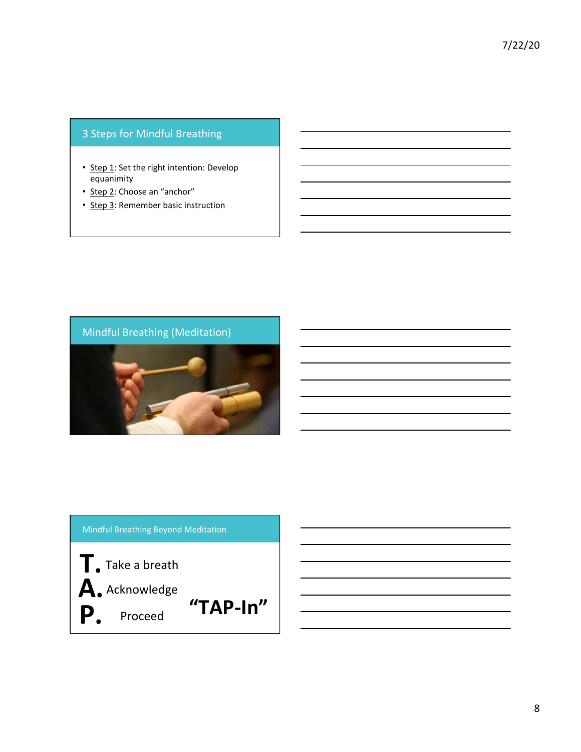## 3 Steps for Mindful Breathing

- Step 1: Set the right intention: Develop equanimity
- Step 2: Choose an "anchor"
- Step 3: Remember basic instruction

## Mindful Breathing (Meditation)

## Mindful Breathing Beyond Meditation

**T.** Take a breath

**A.** Acknowledge

**P.** Proceed

**"TAP-In"**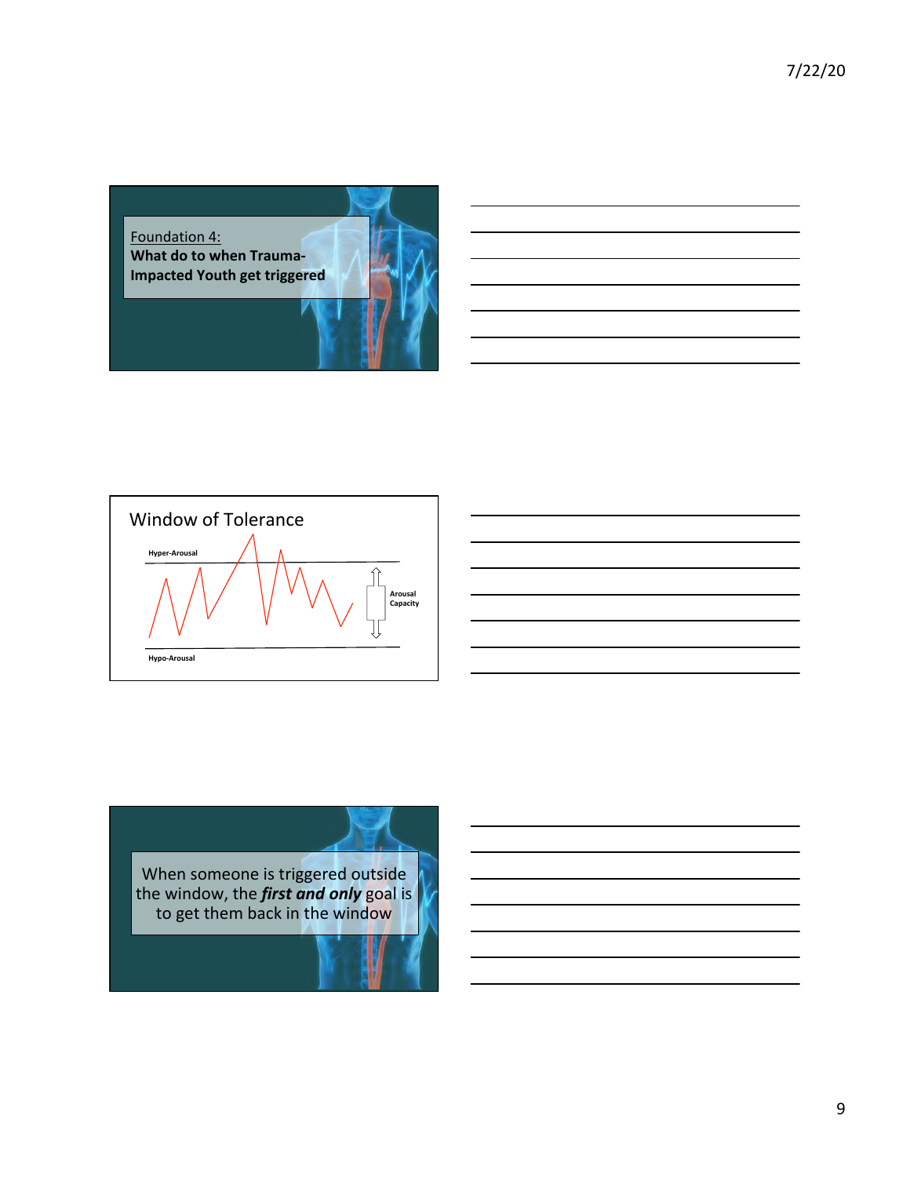Foundation 4:
**What do to when Trauma-Impacted Youth get triggered**

## Window of Tolerance

Hyper-Arousal

Arousal Capacity

Hypo-Arousal

When someone is triggered outside the window, the ***first and only*** goal is to get them back in the window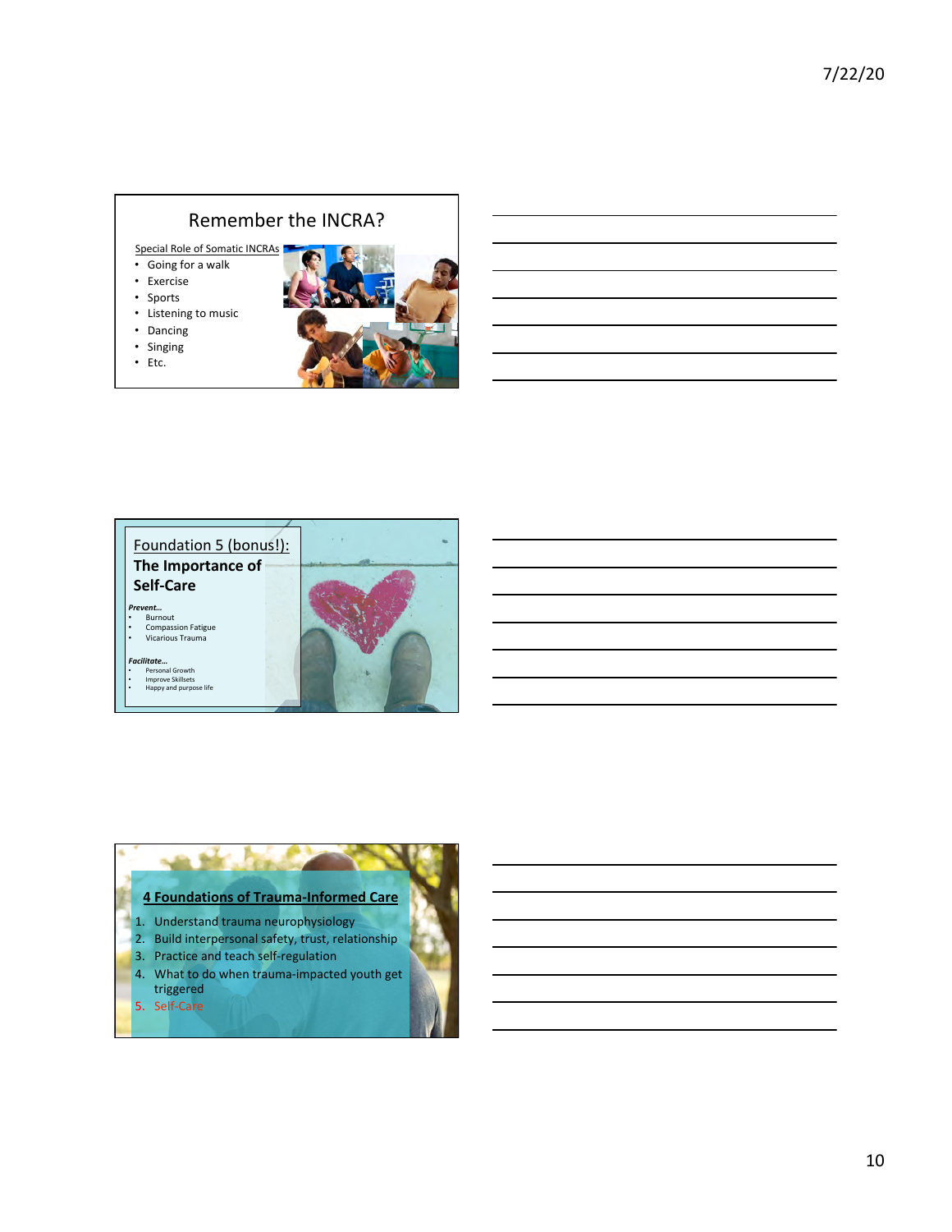## Remember the INCRA?

Special Role of Somatic INCRAs

- Going for a walk
- Exercise
- Sports
- Listening to music
- Dancing
- Singing
- Etc.

## Foundation 5 (bonus!): The Importance of Self-Care

***Prevent…***

- Burnout
- Compassion Fatigue
- Vicarious Trauma

***Facilitate…***

- Personal Growth
- Improve Skillsets
- Happy and purpose life

## 4 Foundations of Trauma-Informed Care

1. Understand trauma neurophysiology
2. Build interpersonal safety, trust, relationship
3. Practice and teach self-regulation
4. What to do when trauma-impacted youth get triggered
5. Self-Care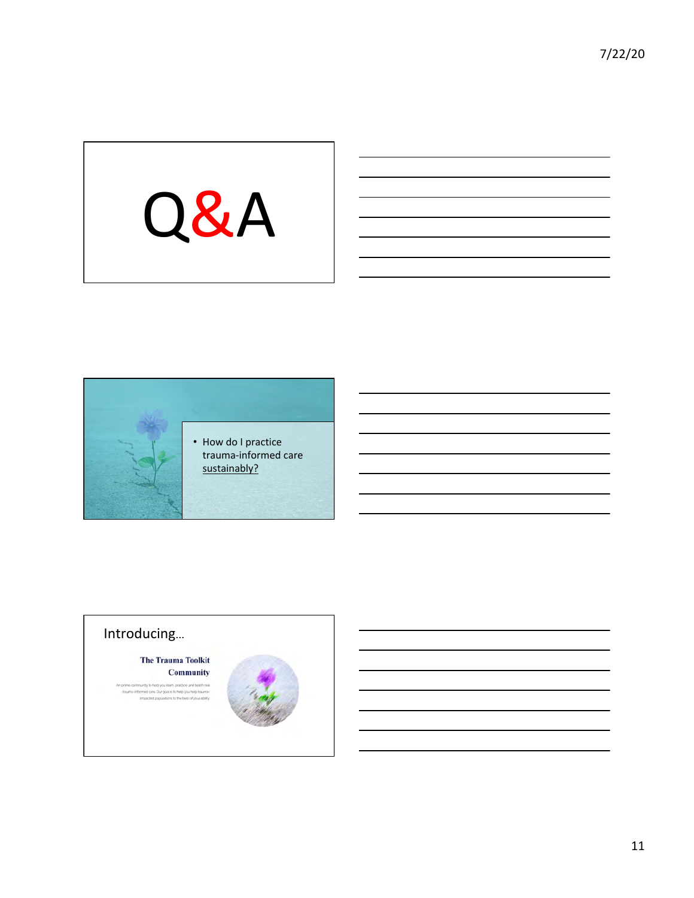# Q&A

- How do I practice trauma-informed care sustainably?

## Introducing…

**The Trauma Toolkit Community**

An online community to help you learn, practice and teach real trauma-informed care. Our goal is to help you help trauma-impacted populations to the best of your ability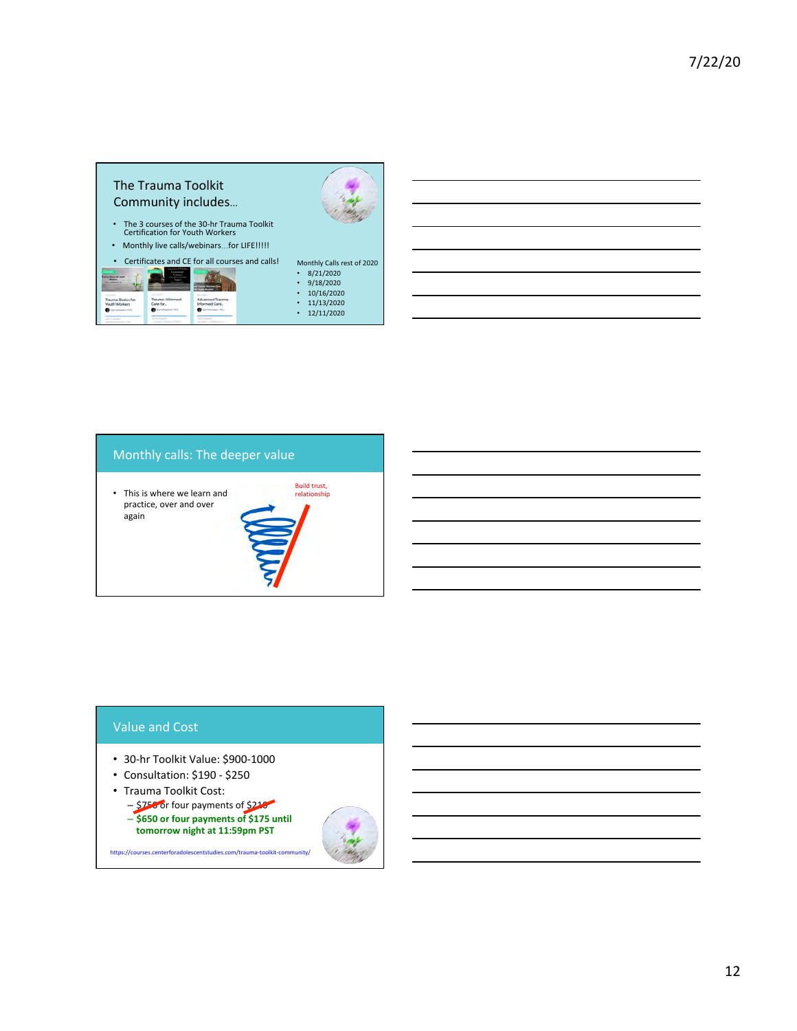## The Trauma Toolkit Community includes…

- The 3 courses of the 30-hr Trauma Toolkit Certification for Youth Workers
- Monthly live calls/webinars…for LIFE!!!!!
- Certificates and CE for all courses and calls!

Monthly Calls rest of 2020

- 8/21/2020
- 9/18/2020
- 10/16/2020
- 11/13/2020
- 12/11/2020

## Monthly calls: The deeper value

- This is where we learn and practice, over and over again

Build trust, relationship

## Value and Cost

- 30-hr Toolkit Value: $900-1000
- Consultation: $190 - $250
- Trauma Toolkit Cost:
  - ~~$750~~ or four payments of ~~$210~~
  - **$650 or four payments of $175 until tomorrow night at 11:59pm PST**

https://courses.centerforadolescentstudies.com/trauma-toolkit-community/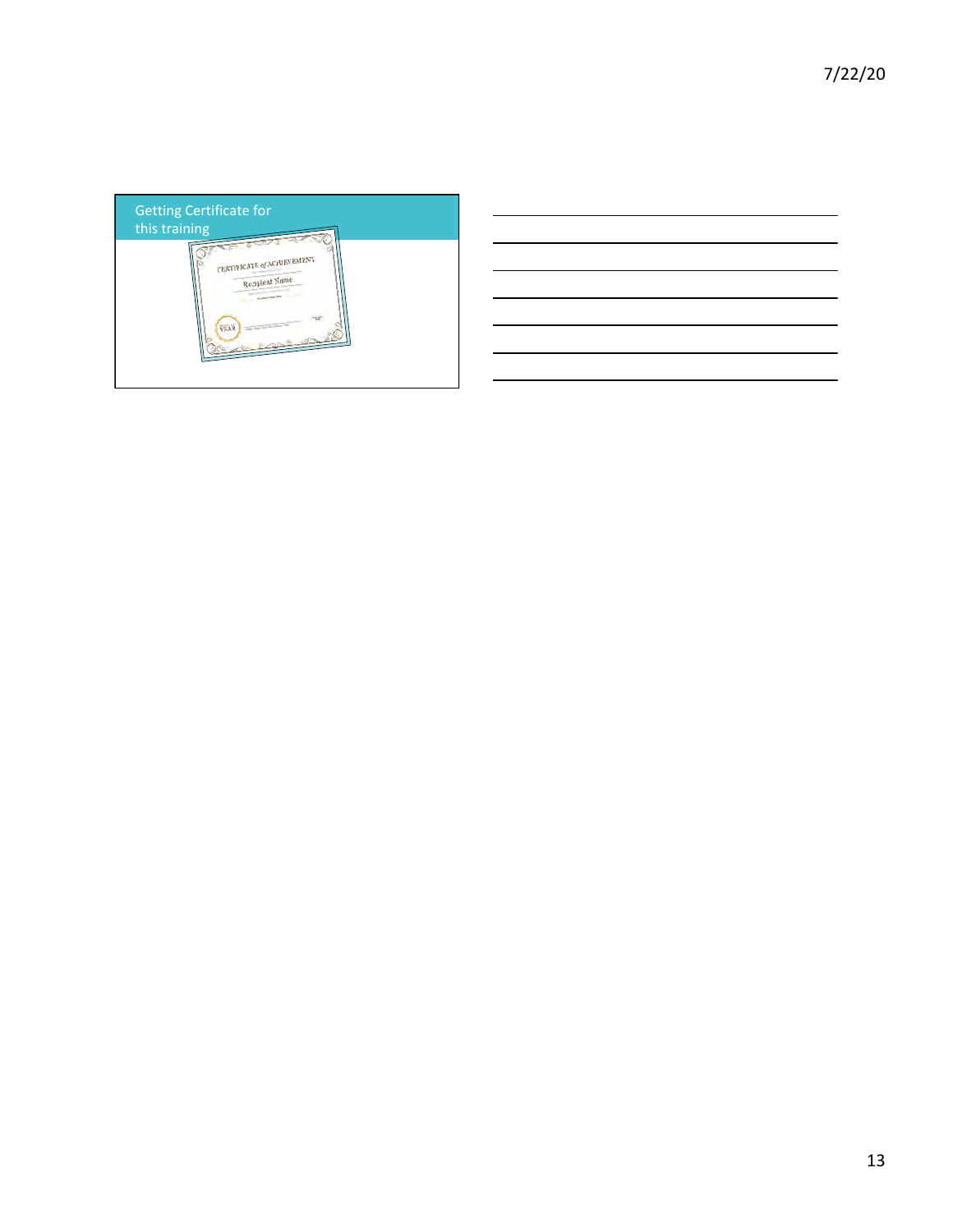## Getting Certificate for this training

CERTIFICATE of ACHIEVEMENT

Recipient Name